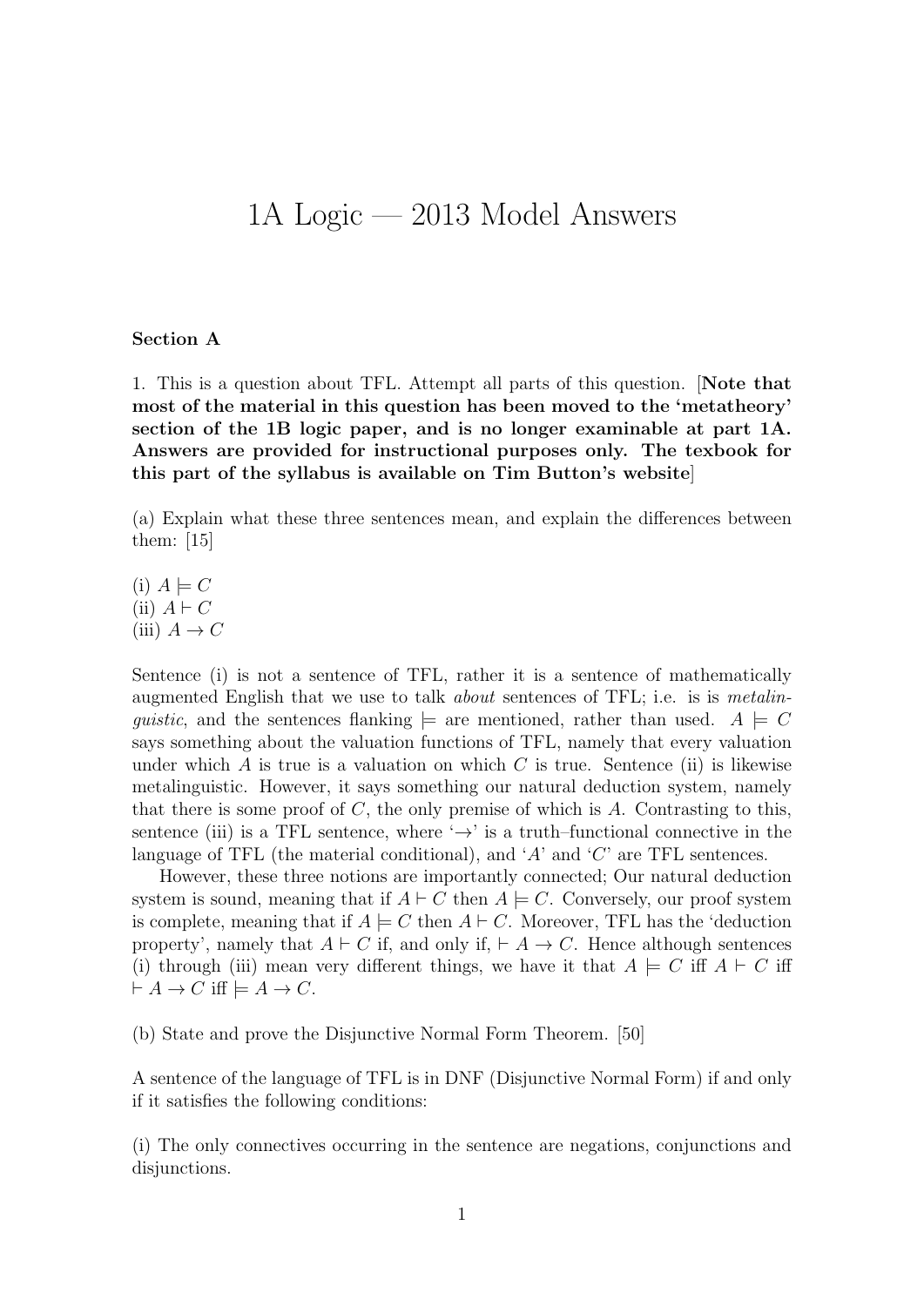# 1A Logic — 2013 Model Answers

**Section A**

1. This is a question about TFL. Attempt all parts of this question. [**Note that most of the material in this question has been moved to the 'metatheory' section of the 1B logic paper, and is no longer examinable at part 1A. Answers are provided for instructional purposes only. The texbook for this part of the syllabus is available on Tim Button's website**]

(a) Explain what these three sentences mean, and explain the differences between them: [15]

(i) $A \models C$
(ii) $A \vdash C$
(iii) $A \to C$

Sentence (i) is not a sentence of TFL, rather it is a sentence of mathematically augmented English that we use to talk *about* sentences of TFL; i.e. is is *metalinguistic*, and the sentences flanking $\models$ are mentioned, rather than used. $A \models C$ says something about the valuation functions of TFL, namely that every valuation under which $A$ is true is a valuation on which $C$ is true. Sentence (ii) is likewise metalinguistic. However, it says something our natural deduction system, namely that there is some proof of $C$, the only premise of which is $A$. Contrasting to this, sentence (iii) is a TFL sentence, where '$\to$' is a truth–functional connective in the language of TFL (the material conditional), and '$A$' and '$C$' are TFL sentences.

However, these three notions are importantly connected; Our natural deduction system is sound, meaning that if $A \vdash C$ then $A \models C$. Conversely, our proof system is complete, meaning that if $A \models C$ then $A \vdash C$. Moreover, TFL has the 'deduction property', namely that $A \vdash C$ if, and only if, $\vdash A \to C$. Hence although sentences (i) through (iii) mean very different things, we have it that $A \models C$ iff $A \vdash C$ iff $\vdash A \to C$ iff $\models A \to C$.

(b) State and prove the Disjunctive Normal Form Theorem. [50]

A sentence of the language of TFL is in DNF (Disjunctive Normal Form) if and only if it satisfies the following conditions:

(i) The only connectives occurring in the sentence are negations, conjunctions and disjunctions.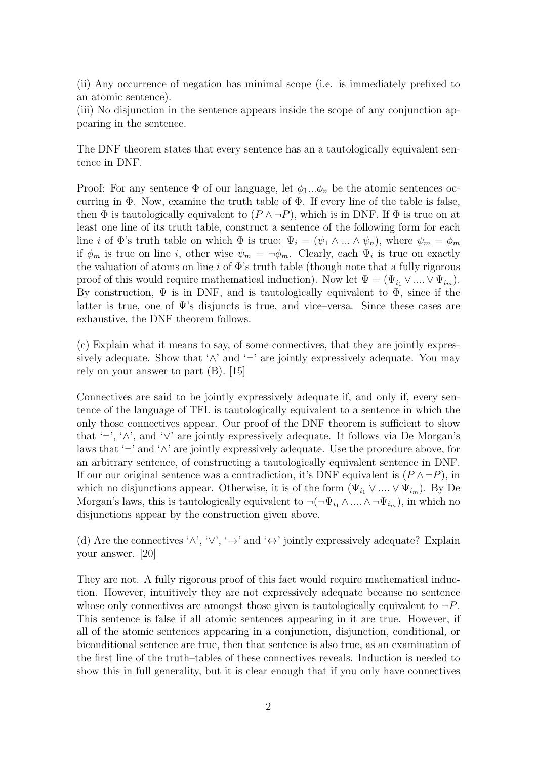(ii) Any occurrence of negation has minimal scope (i.e. is immediately prefixed to an atomic sentence).
(iii) No disjunction in the sentence appears inside the scope of any conjunction appearing in the sentence.

The DNF theorem states that every sentence has an a tautologically equivalent sentence in DNF.

Proof: For any sentence $\Phi$ of our language, let $\phi_1 ... \phi_n$ be the atomic sentences occurring in $\Phi$. Now, examine the truth table of $\Phi$. If every line of the table is false, then $\Phi$ is tautologically equivalent to $(P \wedge \neg P)$, which is in DNF. If $\Phi$ is true on at least one line of its truth table, construct a sentence of the following form for each line $i$ of $\Phi$'s truth table on which $\Phi$ is true: $\Psi_i = (\psi_1 \wedge ... \wedge \psi_n)$, where $\psi_m = \phi_m$ if $\phi_m$ is true on line $i$, other wise $\psi_m = \neg \phi_m$. Clearly, each $\Psi_i$ is true on exactly the valuation of atoms on line $i$ of $\Phi$'s truth table (though note that a fully rigorous proof of this would require mathematical induction). Now let $\Psi = (\Psi_{i_1} \vee .... \vee \Psi_{i_m})$. By construction, $\Psi$ is in DNF, and is tautologically equivalent to $\Phi$, since if the latter is true, one of $\Psi$'s disjuncts is true, and vice–versa. Since these cases are exhaustive, the DNF theorem follows.

(c) Explain what it means to say, of some connectives, that they are jointly expressively adequate. Show that '$\wedge$' and '$\neg$' are jointly expressively adequate. You may rely on your answer to part (B). [15]

Connectives are said to be jointly expressively adequate if, and only if, every sentence of the language of TFL is tautologically equivalent to a sentence in which the only those connectives appear. Our proof of the DNF theorem is sufficient to show that '$\neg$', '$\wedge$', and '$\vee$' are jointly expressively adequate. It follows via De Morgan's laws that '$\neg$' and '$\wedge$' are jointly expressively adequate. Use the procedure above, for an arbitrary sentence, of constructing a tautologically equivalent sentence in DNF. If our our original sentence was a contradiction, it's DNF equivalent is $(P \wedge \neg P)$, in which no disjunctions appear. Otherwise, it is of the form $(\Psi_{i_1} \vee .... \vee \Psi_{i_m})$. By De Morgan's laws, this is tautologically equivalent to $\neg(\neg \Psi_{i_1} \wedge .... \wedge \neg \Psi_{i_m})$, in which no disjunctions appear by the construction given above.

(d) Are the connectives '$\wedge$', '$\vee$', '$\rightarrow$' and '$\leftrightarrow$' jointly expressively adequate? Explain your answer. [20]

They are not. A fully rigorous proof of this fact would require mathematical induction. However, intuitively they are not expressively adequate because no sentence whose only connectives are amongst those given is tautologically equivalent to $\neg P$. This sentence is false if all atomic sentences appearing in it are true. However, if all of the atomic sentences appearing in a conjunction, disjunction, conditional, or biconditional sentence are true, then that sentence is also true, as an examination of the first line of the truth–tables of these connectives reveals. Induction is needed to show this in full generality, but it is clear enough that if you only have connectives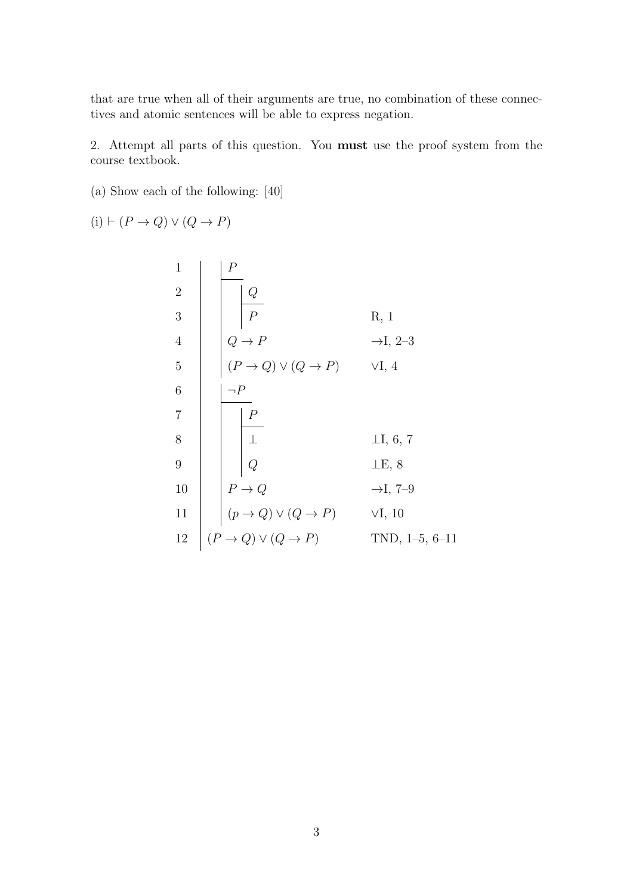that are true when all of their arguments are true, no combination of these connectives and atomic sentences will be able to express negation.

2. Attempt all parts of this question. You **must** use the proof system from the course textbook.

(a) Show each of the following: [40]

(i) $\vdash (P \to Q) \lor (Q \to P)$

| Line | Formula | Justification |
| --- | --- | --- |
| 1 | $\quad P$ | |
| 2 | $\quad\quad Q$ | |
| 3 | $\quad\quad P$ | R, 1 |
| 4 | $\quad Q \to P$ | $\to$I, 2–3 |
| 5 | $\quad (P \to Q) \lor (Q \to P)$ | $\lor$I, 4 |
| 6 | $\quad \neg P$ | |
| 7 | $\quad\quad P$ | |
| 8 | $\quad\quad \bot$ | $\bot$I, 6, 7 |
| 9 | $\quad\quad Q$ | $\bot$E, 8 |
| 10 | $\quad P \to Q$ | $\to$I, 7–9 |
| 11 | $\quad (p \to Q) \lor (Q \to P)$ | $\lor$I, 10 |
| 12 | $(P \to Q) \lor (Q \to P)$ | TND, 1–5, 6–11 |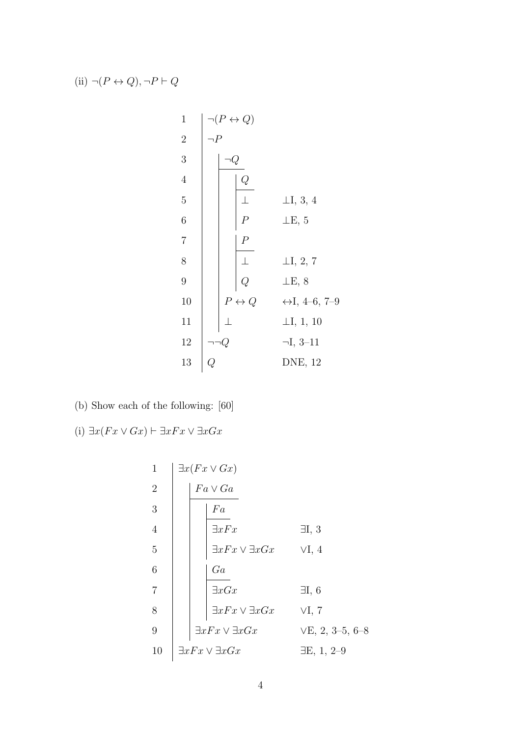(ii) $\neg(P \leftrightarrow Q), \neg P \vdash Q$

| | | |
|---|---|---|
| 1 | $\neg(P \leftrightarrow Q)$ | |
| 2 | $\neg P$ | |
| 3 | $\quad \neg Q$ | |
| 4 | $\quad\quad Q$ | |
| 5 | $\quad\quad \bot$ | $\bot$I, 3, 4 |
| 6 | $\quad\quad P$ | $\bot$E, 5 |
| 7 | $\quad\quad P$ | |
| 8 | $\quad\quad \bot$ | $\bot$I, 2, 7 |
| 9 | $\quad\quad Q$ | $\bot$E, 8 |
| 10 | $\quad P \leftrightarrow Q$ | $\leftrightarrow$I, 4–6, 7–9 |
| 11 | $\quad \bot$ | $\bot$I, 1, 10 |
| 12 | $\neg\neg Q$ | $\neg$I, 3–11 |
| 13 | $Q$ | DNE, 12 |

(b) Show each of the following: [60]

(i) $\exists x(Fx \lor Gx) \vdash \exists xFx \lor \exists xGx$

| | | |
|---|---|---|
| 1 | $\exists x(Fx \lor Gx)$ | |
| 2 | $\quad Fa \lor Ga$ | |
| 3 | $\quad\quad Fa$ | |
| 4 | $\quad\quad \exists xFx$ | $\exists$I, 3 |
| 5 | $\quad\quad \exists xFx \lor \exists xGx$ | $\lor$I, 4 |
| 6 | $\quad\quad Ga$ | |
| 7 | $\quad\quad \exists xGx$ | $\exists$I, 6 |
| 8 | $\quad\quad \exists xFx \lor \exists xGx$ | $\lor$I, 7 |
| 9 | $\quad \exists xFx \lor \exists xGx$ | $\lor$E, 2, 3–5, 6–8 |
| 10 | $\exists xFx \lor \exists xGx$ | $\exists$E, 1, 2–9 |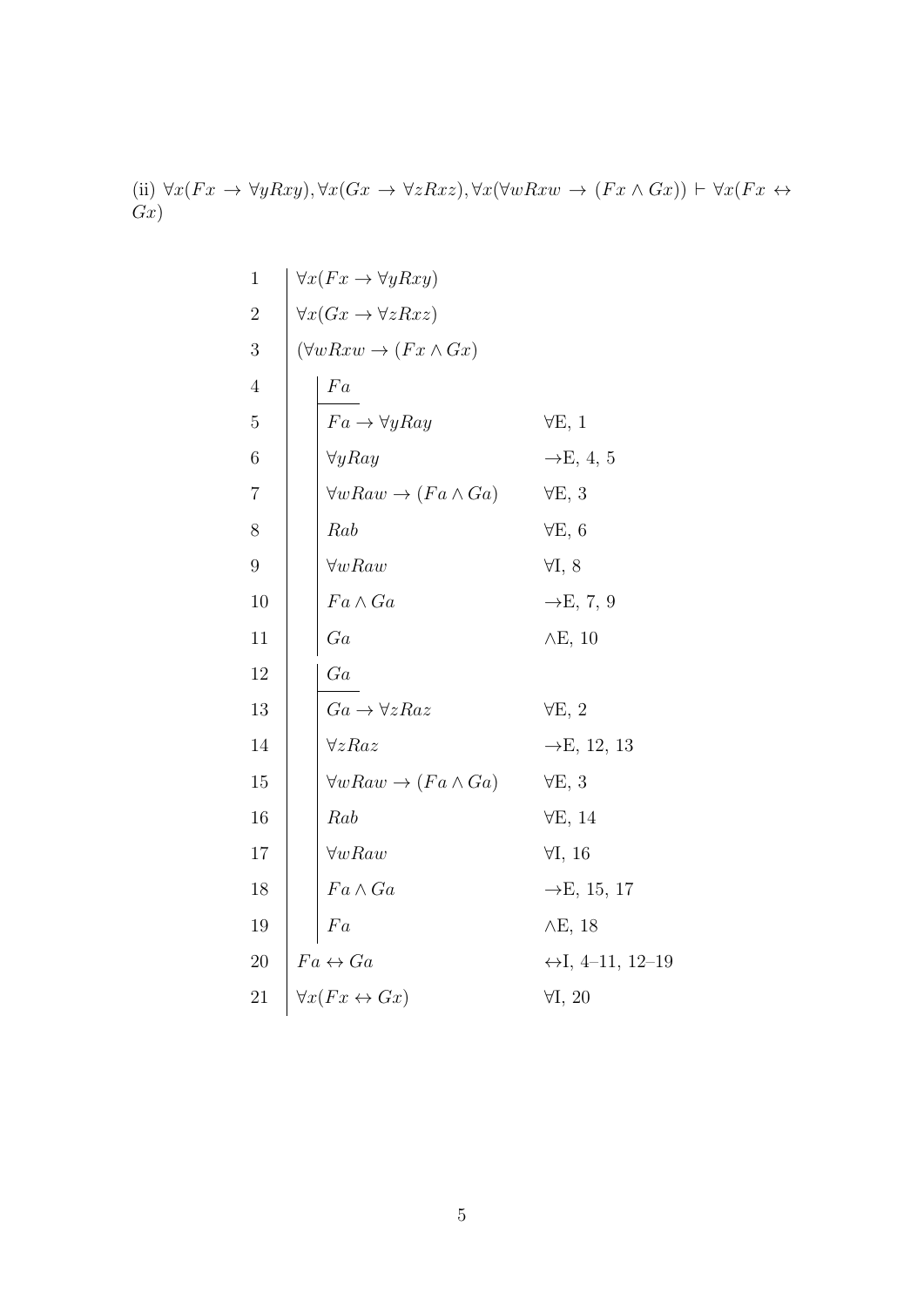(ii) $\forall x(Fx \to \forall yRxy), \forall x(Gx \to \forall zRxz), \forall x(\forall wRxw \to (Fx \land Gx)) \vdash \forall x(Fx \leftrightarrow Gx)$

| Line | Formula | Justification |
|---|---|---|
| 1 | $\forall x(Fx \to \forall yRxy)$ | |
| 2 | $\forall x(Gx \to \forall zRxz)$ | |
| 3 | $(\forall wRxw \to (Fx \land Gx)$ | |
| 4 | $\quad Fa$ | |
| 5 | $\quad Fa \to \forall yRay$ | $\forall$E, 1 |
| 6 | $\quad \forall yRay$ | $\to$E, 4, 5 |
| 7 | $\quad \forall wRaw \to (Fa \land Ga)$ | $\forall$E, 3 |
| 8 | $\quad Rab$ | $\forall$E, 6 |
| 9 | $\quad \forall wRaw$ | $\forall$I, 8 |
| 10 | $\quad Fa \land Ga$ | $\to$E, 7, 9 |
| 11 | $\quad Ga$ | $\land$E, 10 |
| 12 | $\quad Ga$ | |
| 13 | $\quad Ga \to \forall zRaz$ | $\forall$E, 2 |
| 14 | $\quad \forall zRaz$ | $\to$E, 12, 13 |
| 15 | $\quad \forall wRaw \to (Fa \land Ga)$ | $\forall$E, 3 |
| 16 | $\quad Rab$ | $\forall$E, 14 |
| 17 | $\quad \forall wRaw$ | $\forall$I, 16 |
| 18 | $\quad Fa \land Ga$ | $\to$E, 15, 17 |
| 19 | $\quad Fa$ | $\land$E, 18 |
| 20 | $Fa \leftrightarrow Ga$ | $\leftrightarrow$I, 4–11, 12–19 |
| 21 | $\forall x(Fx \leftrightarrow Gx)$ | $\forall$I, 20 |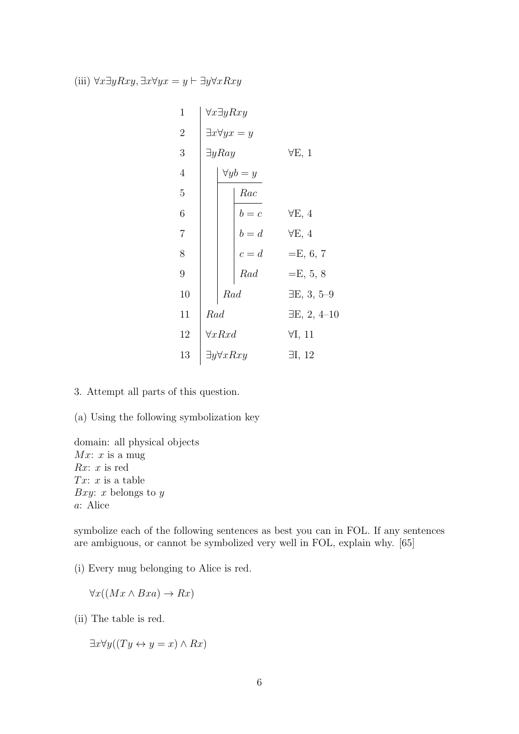(iii) $\forall x \exists y Rxy, \exists x \forall y x = y \vdash \exists y \forall x Rxy$

| | | | | |
|---|---|---|---|---|
| 1 | $\forall x \exists y Rxy$ | | | |
| 2 | $\exists x \forall y x = y$ | | | |
| 3 | $\exists y Ray$ | | | $\forall$E, 1 |
| 4 | | $\forall y b = y$ | | |
| 5 | | | $Rac$ | |
| 6 | | | $b = c$ | $\forall$E, 4 |
| 7 | | | $b = d$ | $\forall$E, 4 |
| 8 | | | $c = d$ | =E, 6, 7 |
| 9 | | | $Rad$ | =E, 5, 8 |
| 10 | | $Rad$ | | $\exists$E, 3, 5–9 |
| 11 | $Rad$ | | | $\exists$E, 2, 4–10 |
| 12 | $\forall x Rxd$ | | | $\forall$I, 11 |
| 13 | $\exists y \forall x Rxy$ | | | $\exists$I, 12 |

3. Attempt all parts of this question.

(a) Using the following symbolization key

domain: all physical objects
$Mx$: $x$ is a mug
$Rx$: $x$ is red
$Tx$: $x$ is a table
$Bxy$: $x$ belongs to $y$
$a$: Alice

symbolize each of the following sentences as best you can in FOL. If any sentences are ambiguous, or cannot be symbolized very well in FOL, explain why. [65]

(i) Every mug belonging to Alice is red.

$\forall x((Mx \wedge Bxa) \rightarrow Rx)$

(ii) The table is red.

$\exists x \forall y((Ty \leftrightarrow y = x) \wedge Rx)$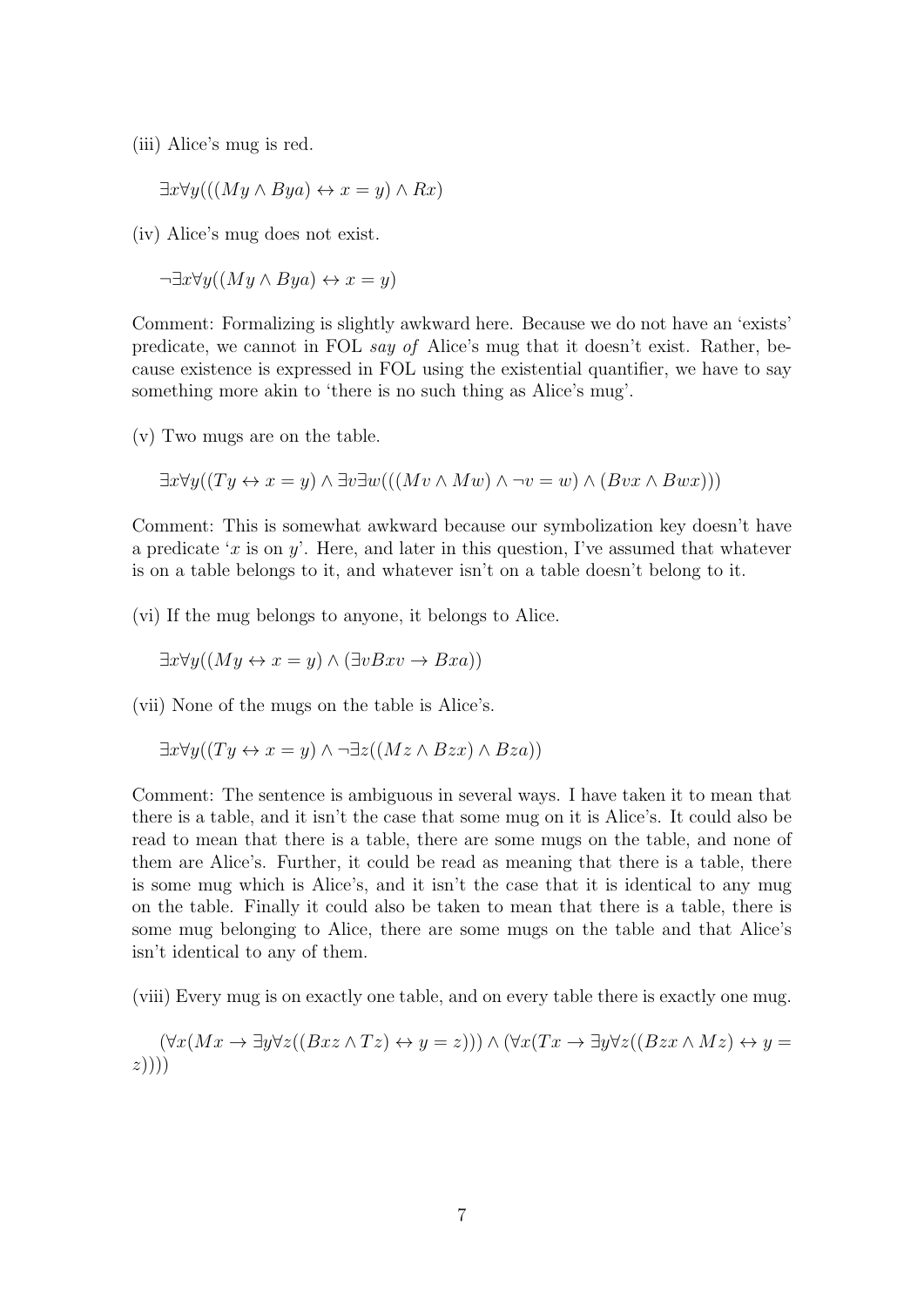(iii) Alice's mug is red.

$\exists x \forall y(((My \land Bya) \leftrightarrow x = y) \land Rx)$

(iv) Alice's mug does not exist.

$\neg\exists x \forall y((My \land Bya) \leftrightarrow x = y)$

Comment: Formalizing is slightly awkward here. Because we do not have an 'exists' predicate, we cannot in FOL *say of* Alice's mug that it doesn't exist. Rather, because existence is expressed in FOL using the existential quantifier, we have to say something more akin to 'there is no such thing as Alice's mug'.

(v) Two mugs are on the table.

$\exists x \forall y((Ty \leftrightarrow x = y) \land \exists v \exists w(((Mv \land Mw) \land \neg v = w) \land (Bvx \land Bwx)))$

Comment: This is somewhat awkward because our symbolization key doesn't have a predicate '$x$ is on $y$'. Here, and later in this question, I've assumed that whatever is on a table belongs to it, and whatever isn't on a table doesn't belong to it.

(vi) If the mug belongs to anyone, it belongs to Alice.

$\exists x \forall y((My \leftrightarrow x = y) \land (\exists v Bxv \rightarrow Bxa))$

(vii) None of the mugs on the table is Alice's.

$\exists x \forall y((Ty \leftrightarrow x = y) \land \neg\exists z((Mz \land Bzx) \land Bza))$

Comment: The sentence is ambiguous in several ways. I have taken it to mean that there is a table, and it isn't the case that some mug on it is Alice's. It could also be read to mean that there is a table, there are some mugs on the table, and none of them are Alice's. Further, it could be read as meaning that there is a table, there is some mug which is Alice's, and it isn't the case that it is identical to any mug on the table. Finally it could also be taken to mean that there is a table, there is some mug belonging to Alice, there are some mugs on the table and that Alice's isn't identical to any of them.

(viii) Every mug is on exactly one table, and on every table there is exactly one mug.

$(\forall x(Mx \rightarrow \exists y \forall z((Bxz \land Tz) \leftrightarrow y = z))) \land (\forall x(Tx \rightarrow \exists y \forall z((Bzx \land Mz) \leftrightarrow y = z))))$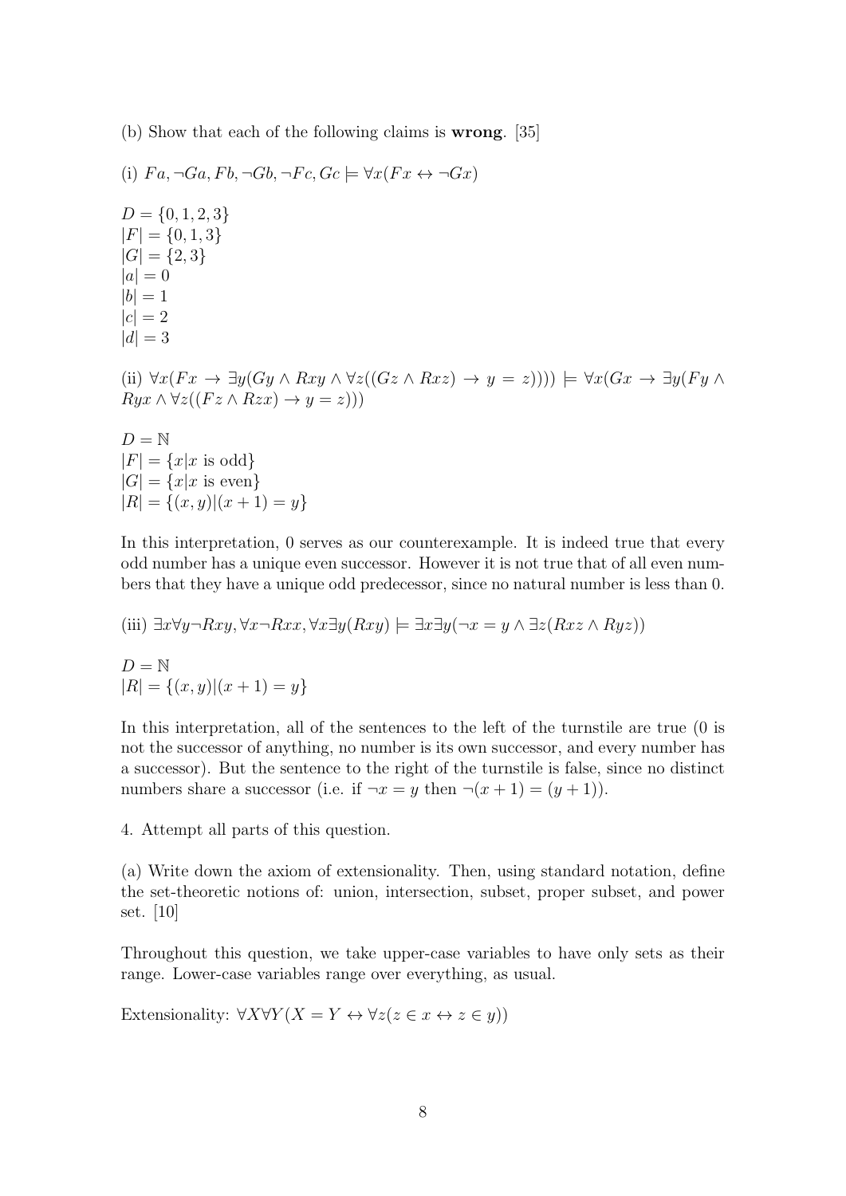(b) Show that each of the following claims is **wrong**. [35]

(i) $Fa, \neg Ga, Fb, \neg Gb, \neg Fc, Gc \models \forall x(Fx \leftrightarrow \neg Gx)$

$D = \{0, 1, 2, 3\}$
$|F| = \{0, 1, 3\}$
$|G| = \{2, 3\}$
$|a| = 0$
$|b| = 1$
$|c| = 2$
$|d| = 3$

(ii) $\forall x(Fx \to \exists y(Gy \land Rxy \land \forall z((Gz \land Rxz) \to y = z)))) \models \forall x(Gx \to \exists y(Fy \land Ryx \land \forall z((Fz \land Rzx) \to y = z)))$

$D = \mathbb{N}$
$|F| = \{x|x \text{ is odd}\}$
$|G| = \{x|x \text{ is even}\}$
$|R| = \{(x, y)|(x + 1) = y\}$

In this interpretation, 0 serves as our counterexample. It is indeed true that every odd number has a unique even successor. However it is not true that of all even numbers that they have a unique odd predecessor, since no natural number is less than 0.

(iii) $\exists x\forall y\neg Rxy, \forall x\neg Rxx, \forall x\exists y(Rxy) \models \exists x\exists y(\neg x = y \land \exists z(Rxz \land Ryz))$

$D = \mathbb{N}$
$|R| = \{(x, y)|(x + 1) = y\}$

In this interpretation, all of the sentences to the left of the turnstile are true (0 is not the successor of anything, no number is its own successor, and every number has a successor). But the sentence to the right of the turnstile is false, since no distinct numbers share a successor (i.e. if $\neg x = y$ then $\neg(x + 1) = (y + 1)$).

4. Attempt all parts of this question.

(a) Write down the axiom of extensionality. Then, using standard notation, define the set-theoretic notions of: union, intersection, subset, proper subset, and power set. [10]

Throughout this question, we take upper-case variables to have only sets as their range. Lower-case variables range over everything, as usual.

Extensionality: $\forall X\forall Y(X = Y \leftrightarrow \forall z(z \in x \leftrightarrow z \in y))$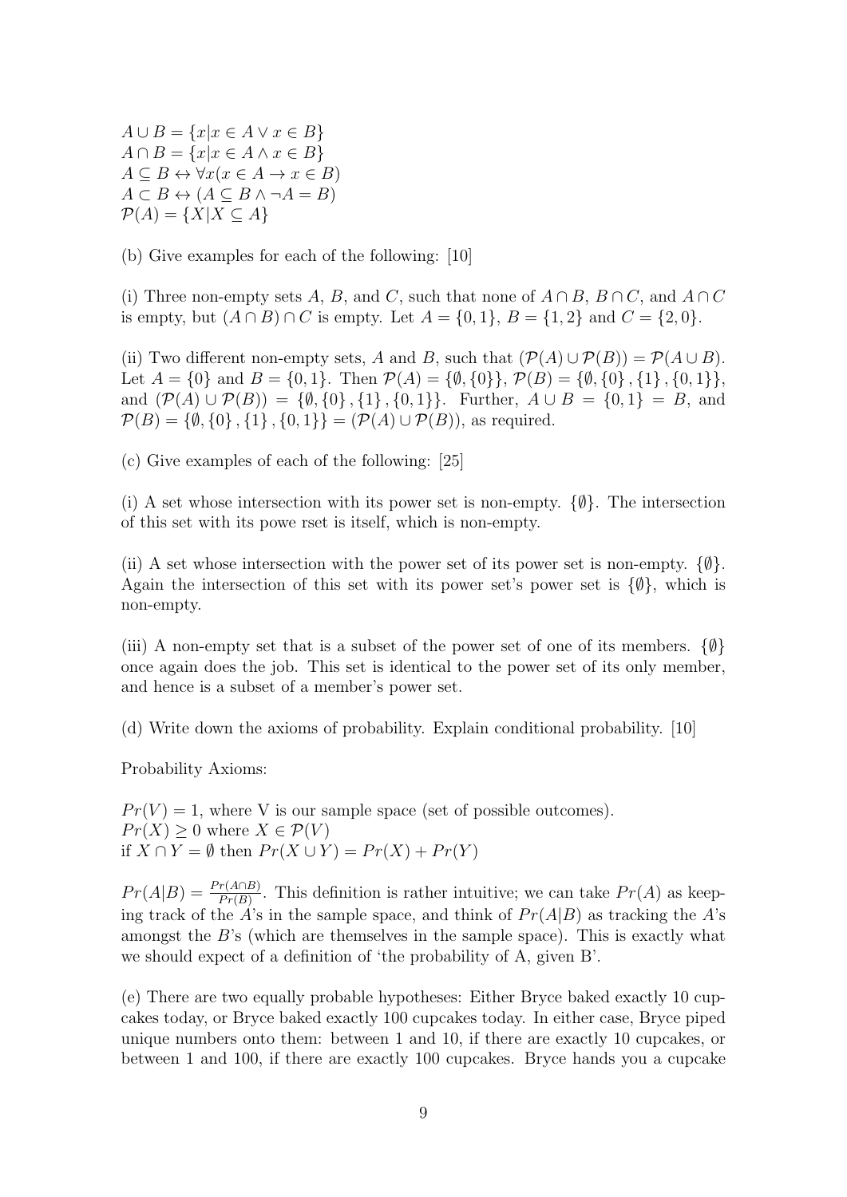$A \cup B = \{x | x \in A \vee x \in B\}$
$A \cap B = \{x | x \in A \wedge x \in B\}$
$A \subseteq B \leftrightarrow \forall x(x \in A \rightarrow x \in B)$
$A \subset B \leftrightarrow (A \subseteq B \wedge \neg A = B)$
$\mathcal{P}(A) = \{X | X \subseteq A\}$

(b) Give examples for each of the following: [10]

(i) Three non-empty sets $A$, $B$, and $C$, such that none of $A \cap B$, $B \cap C$, and $A \cap C$ is empty, but $(A \cap B) \cap C$ is empty. Let $A = \{0, 1\}$, $B = \{1, 2\}$ and $C = \{2, 0\}$.

(ii) Two different non-empty sets, $A$ and $B$, such that $(\mathcal{P}(A) \cup \mathcal{P}(B)) = \mathcal{P}(A \cup B)$. Let $A = \{0\}$ and $B = \{0, 1\}$. Then $\mathcal{P}(A) = \{\emptyset, \{0\}\}$, $\mathcal{P}(B) = \{\emptyset, \{0\}, \{1\}, \{0, 1\}\}$, and $(\mathcal{P}(A) \cup \mathcal{P}(B)) = \{\emptyset, \{0\}, \{1\}, \{0, 1\}\}$. Further, $A \cup B = \{0, 1\} = B$, and $\mathcal{P}(B) = \{\emptyset, \{0\}, \{1\}, \{0, 1\}\} = (\mathcal{P}(A) \cup \mathcal{P}(B))$, as required.

(c) Give examples of each of the following: [25]

(i) A set whose intersection with its power set is non-empty. $\{\emptyset\}$. The intersection of this set with its powe rset is itself, which is non-empty.

(ii) A set whose intersection with the power set of its power set is non-empty. $\{\emptyset\}$. Again the intersection of this set with its power set's power set is $\{\emptyset\}$, which is non-empty.

(iii) A non-empty set that is a subset of the power set of one of its members. $\{\emptyset\}$ once again does the job. This set is identical to the power set of its only member, and hence is a subset of a member's power set.

(d) Write down the axioms of probability. Explain conditional probability. [10]

Probability Axioms:

$Pr(V) = 1$, where V is our sample space (set of possible outcomes).
$Pr(X) \geq 0$ where $X \in \mathcal{P}(V)$
if $X \cap Y = \emptyset$ then $Pr(X \cup Y) = Pr(X) + Pr(Y)$

$Pr(A|B) = \frac{Pr(A \cap B)}{Pr(B)}$. This definition is rather intuitive; we can take $Pr(A)$ as keeping track of the $A$'s in the sample space, and think of $Pr(A|B)$ as tracking the $A$'s amongst the $B$'s (which are themselves in the sample space). This is exactly what we should expect of a definition of 'the probability of A, given B'.

(e) There are two equally probable hypotheses: Either Bryce baked exactly 10 cupcakes today, or Bryce baked exactly 100 cupcakes today. In either case, Bryce piped unique numbers onto them: between 1 and 10, if there are exactly 10 cupcakes, or between 1 and 100, if there are exactly 100 cupcakes. Bryce hands you a cupcake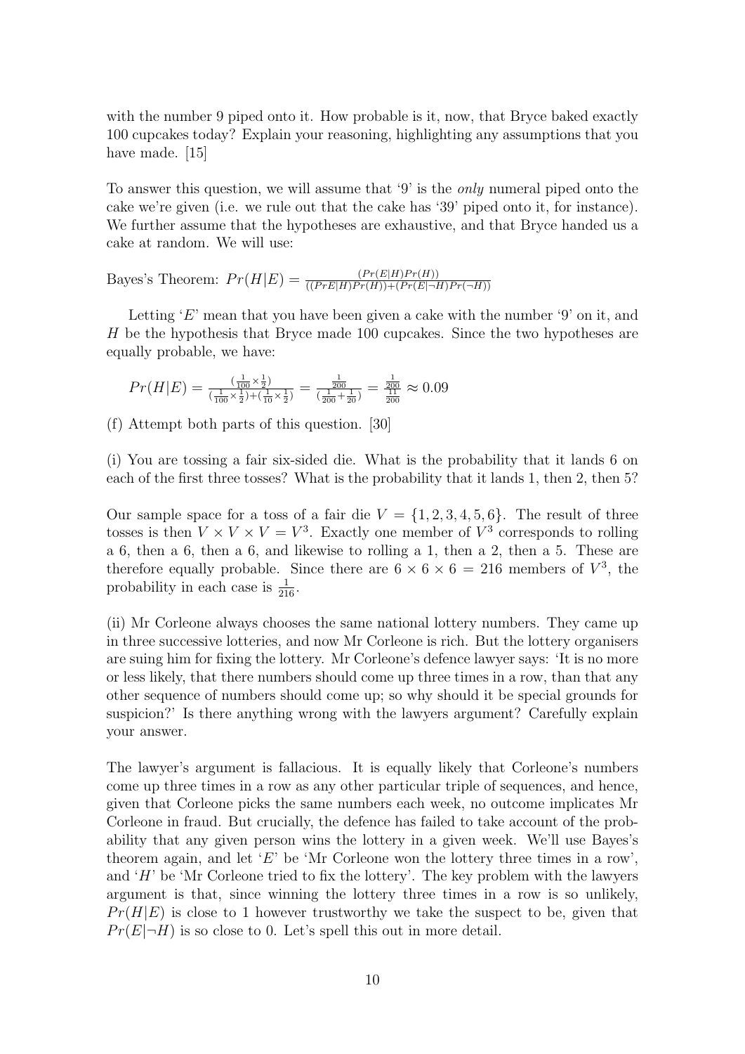with the number 9 piped onto it. How probable is it, now, that Bryce baked exactly 100 cupcakes today? Explain your reasoning, highlighting any assumptions that you have made. [15]

To answer this question, we will assume that '9' is the *only* numeral piped onto the cake we're given (i.e. we rule out that the cake has '39' piped onto it, for instance). We further assume that the hypotheses are exhaustive, and that Bryce handed us a cake at random. We will use:

Bayes's Theorem: $Pr(H|E) = \frac{(Pr(E|H)Pr(H))}{((PrE|H)Pr(H))+(Pr(E|\neg H)Pr(\neg H))}$

Letting '$E$' mean that you have been given a cake with the number '9' on it, and $H$ be the hypothesis that Bryce made 100 cupcakes. Since the two hypotheses are equally probable, we have:

$$Pr(H|E) = \frac{(\frac{1}{100} \times \frac{1}{2})}{(\frac{1}{100} \times \frac{1}{2}) + (\frac{1}{10} \times \frac{1}{2})} = \frac{\frac{1}{200}}{(\frac{1}{200} + \frac{1}{20})} = \frac{\frac{1}{200}}{\frac{11}{200}} \approx 0.09$$

(f) Attempt both parts of this question. [30]

(i) You are tossing a fair six-sided die. What is the probability that it lands 6 on each of the first three tosses? What is the probability that it lands 1, then 2, then 5?

Our sample space for a toss of a fair die $V = \{1, 2, 3, 4, 5, 6\}$. The result of three tosses is then $V \times V \times V = V^3$. Exactly one member of $V^3$ corresponds to rolling a 6, then a 6, then a 6, and likewise to rolling a 1, then a 2, then a 5. These are therefore equally probable. Since there are $6 \times 6 \times 6 = 216$ members of $V^3$, the probability in each case is $\frac{1}{216}$.

(ii) Mr Corleone always chooses the same national lottery numbers. They came up in three successive lotteries, and now Mr Corleone is rich. But the lottery organisers are suing him for fixing the lottery. Mr Corleone's defence lawyer says: 'It is no more or less likely, that there numbers should come up three times in a row, than that any other sequence of numbers should come up; so why should it be special grounds for suspicion?' Is there anything wrong with the lawyers argument? Carefully explain your answer.

The lawyer's argument is fallacious. It is equally likely that Corleone's numbers come up three times in a row as any other particular triple of sequences, and hence, given that Corleone picks the same numbers each week, no outcome implicates Mr Corleone in fraud. But crucially, the defence has failed to take account of the probability that any given person wins the lottery in a given week. We'll use Bayes's theorem again, and let '$E$' be 'Mr Corleone won the lottery three times in a row', and '$H$' be 'Mr Corleone tried to fix the lottery'. The key problem with the lawyers argument is that, since winning the lottery three times in a row is so unlikely, $Pr(H|E)$ is close to 1 however trustworthy we take the suspect to be, given that $Pr(E|\neg H)$ is so close to 0. Let's spell this out in more detail.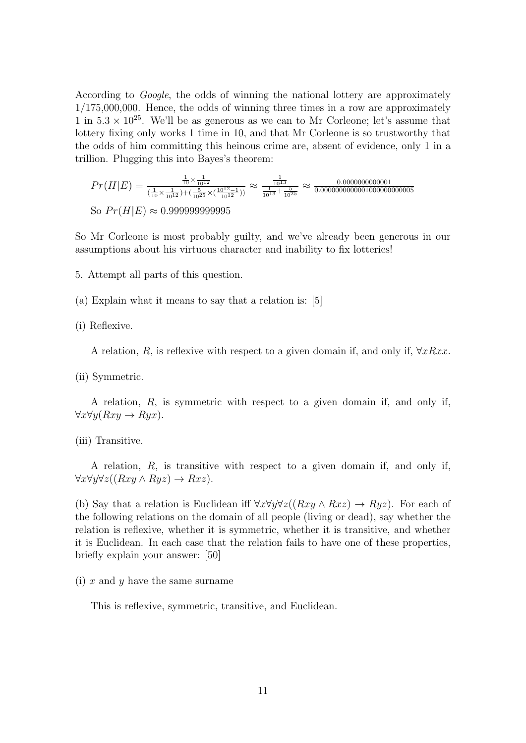According to *Google*, the odds of winning the national lottery are approximately 1/175,000,000. Hence, the odds of winning three times in a row are approximately 1 in $5.3 \times 10^{25}$. We'll be as generous as we can to Mr Corleone; let's assume that lottery fixing only works 1 time in 10, and that Mr Corleone is so trustworthy that the odds of him committing this heinous crime are, absent of evidence, only 1 in a trillion. Plugging this into Bayes's theorem:

$$Pr(H|E) = \frac{\frac{1}{10} \times \frac{1}{10^{12}}}{(\frac{1}{10} \times \frac{1}{10^{12}}) + (\frac{5}{10^{25}} \times (\frac{10^{12}-1}{10^{12}}))} \approx \frac{\frac{1}{10^{13}}}{\frac{1}{10^{13}} + \frac{5}{10^{25}}} \approx \frac{0.0000000000001}{0.0000000000001000000000005}$$

So $Pr(H|E) \approx 0.999999999995$

So Mr Corleone is most probably guilty, and we've already been generous in our assumptions about his virtuous character and inability to fix lotteries!

5. Attempt all parts of this question.

(a) Explain what it means to say that a relation is: [5]

(i) Reflexive.

A relation, $R$, is reflexive with respect to a given domain if, and only if, $\forall x Rxx$.

(ii) Symmetric.

A relation, $R$, is symmetric with respect to a given domain if, and only if, $\forall x \forall y(Rxy \rightarrow Ryx)$.

(iii) Transitive.

A relation, $R$, is transitive with respect to a given domain if, and only if, $\forall x \forall y \forall z((Rxy \wedge Ryz) \rightarrow Rxz)$.

(b) Say that a relation is Euclidean iff $\forall x \forall y \forall z((Rxy \wedge Rxz) \rightarrow Ryz)$. For each of the following relations on the domain of all people (living or dead), say whether the relation is reflexive, whether it is symmetric, whether it is transitive, and whether it is Euclidean. In each case that the relation fails to have one of these properties, briefly explain your answer: [50]

(i) $x$ and $y$ have the same surname

This is reflexive, symmetric, transitive, and Euclidean.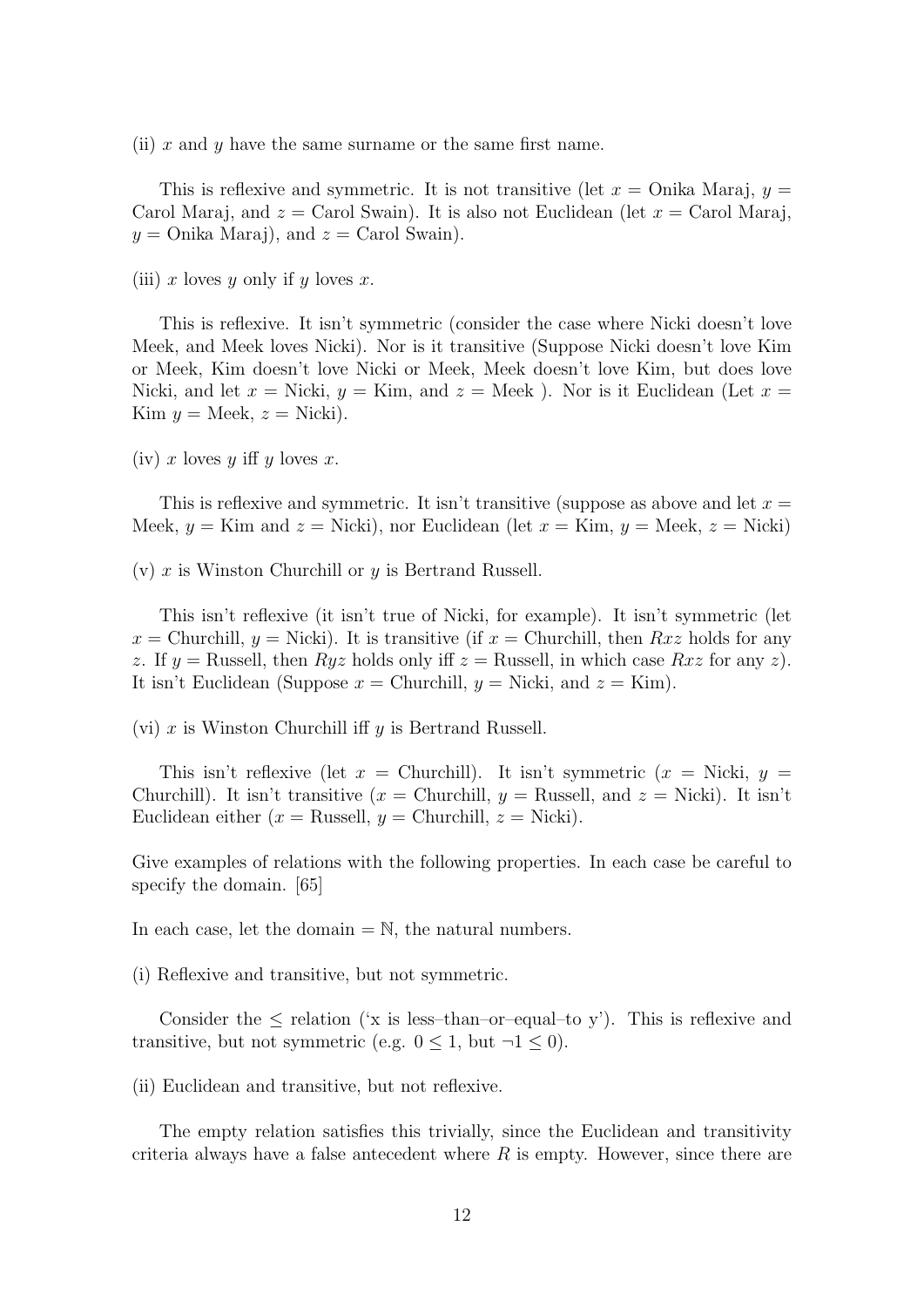(ii) $x$ and $y$ have the same surname or the same first name.

This is reflexive and symmetric. It is not transitive (let $x$ = Onika Maraj, $y$ = Carol Maraj, and $z$ = Carol Swain). It is also not Euclidean (let $x$ = Carol Maraj, $y$ = Onika Maraj), and $z$ = Carol Swain).

(iii) $x$ loves $y$ only if $y$ loves $x$.

This is reflexive. It isn't symmetric (consider the case where Nicki doesn't love Meek, and Meek loves Nicki). Nor is it transitive (Suppose Nicki doesn't love Kim or Meek, Kim doesn't love Nicki or Meek, Meek doesn't love Kim, but does love Nicki, and let $x$ = Nicki, $y$ = Kim, and $z$ = Meek ). Nor is it Euclidean (Let $x$ = Kim $y$ = Meek, $z$ = Nicki).

(iv) $x$ loves $y$ iff $y$ loves $x$.

This is reflexive and symmetric. It isn't transitive (suppose as above and let $x$ = Meek, $y$ = Kim and $z$ = Nicki), nor Euclidean (let $x$ = Kim, $y$ = Meek, $z$ = Nicki)

(v) $x$ is Winston Churchill or $y$ is Bertrand Russell.

This isn't reflexive (it isn't true of Nicki, for example). It isn't symmetric (let $x$ = Churchill, $y$ = Nicki). It is transitive (if $x$ = Churchill, then $Rxz$ holds for any $z$. If $y$ = Russell, then $Ryz$ holds only iff $z$ = Russell, in which case $Rxz$ for any $z$). It isn't Euclidean (Suppose $x$ = Churchill, $y$ = Nicki, and $z$ = Kim).

(vi) $x$ is Winston Churchill iff $y$ is Bertrand Russell.

This isn't reflexive (let $x$ = Churchill). It isn't symmetric ($x$ = Nicki, $y$ = Churchill). It isn't transitive ($x$ = Churchill, $y$ = Russell, and $z$ = Nicki). It isn't Euclidean either ($x$ = Russell, $y$ = Churchill, $z$ = Nicki).

Give examples of relations with the following properties. In each case be careful to specify the domain. [65]

In each case, let the domain = $\mathbb{N}$, the natural numbers.

(i) Reflexive and transitive, but not symmetric.

Consider the $\leq$ relation ('x is less–than–or–equal–to y'). This is reflexive and transitive, but not symmetric (e.g. $0 \leq 1$, but $\neg 1 \leq 0$).

(ii) Euclidean and transitive, but not reflexive.

The empty relation satisfies this trivially, since the Euclidean and transitivity criteria always have a false antecedent where $R$ is empty. However, since there are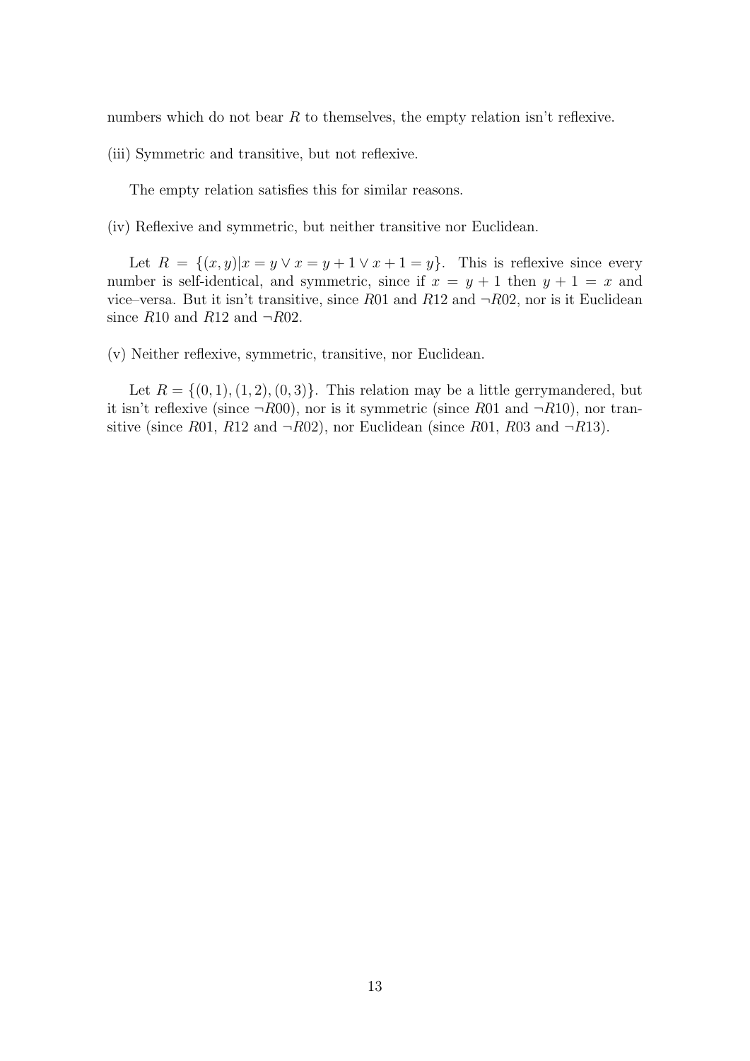numbers which do not bear $R$ to themselves, the empty relation isn't reflexive.

(iii) Symmetric and transitive, but not reflexive.

The empty relation satisfies this for similar reasons.

(iv) Reflexive and symmetric, but neither transitive nor Euclidean.

Let $R = \{(x, y) | x = y \lor x = y + 1 \lor x + 1 = y\}$. This is reflexive since every number is self-identical, and symmetric, since if $x = y + 1$ then $y + 1 = x$ and vice–versa. But it isn't transitive, since $R01$ and $R12$ and $\neg R02$, nor is it Euclidean since $R10$ and $R12$ and $\neg R02$.

(v) Neither reflexive, symmetric, transitive, nor Euclidean.

Let $R = \{(0, 1), (1, 2), (0, 3)\}$. This relation may be a little gerrymandered, but it isn't reflexive (since $\neg R00$), nor is it symmetric (since $R01$ and $\neg R10$), nor transitive (since $R01$, $R12$ and $\neg R02$), nor Euclidean (since $R01$, $R03$ and $\neg R13$).